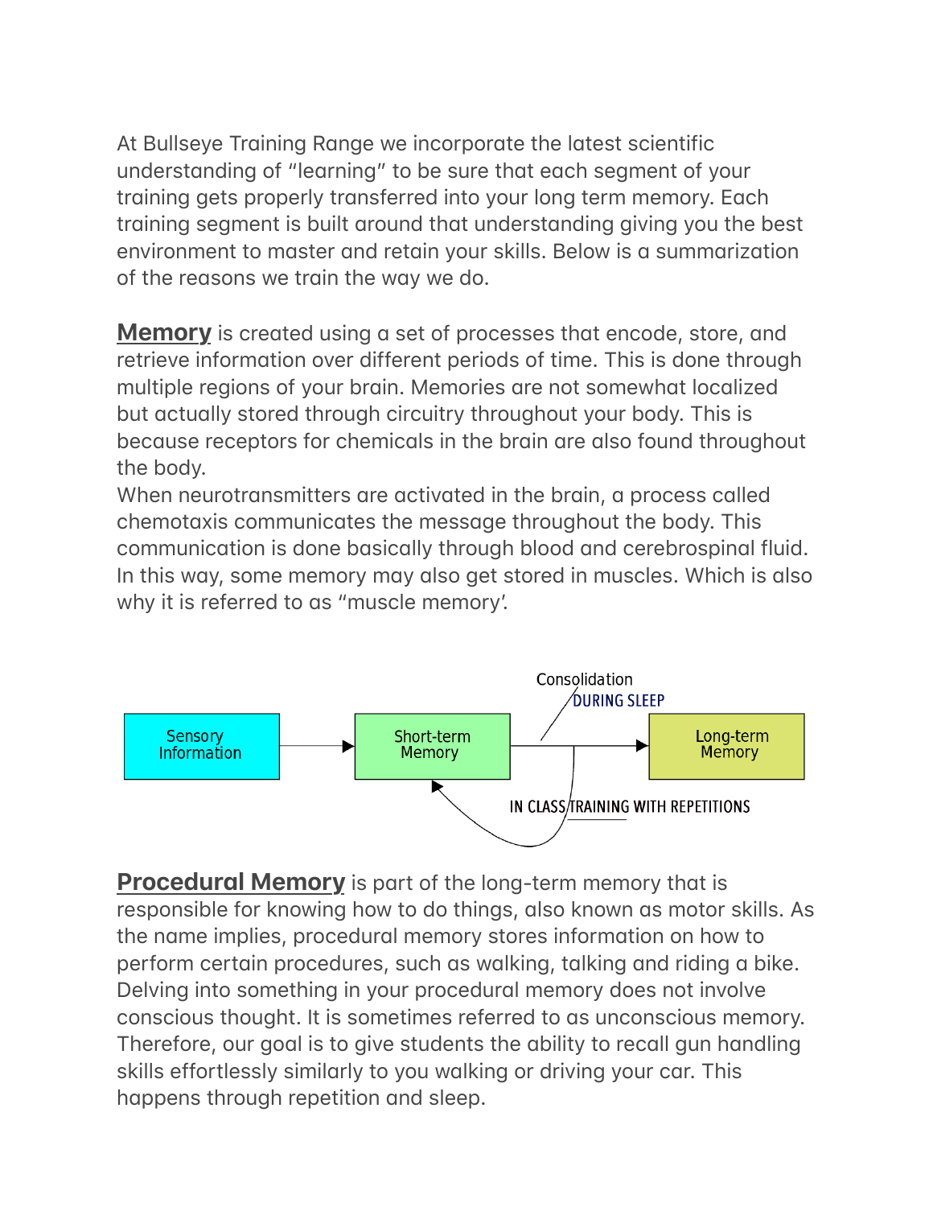At Bullseye Training Range we incorporate the latest scientific understanding of "learning" to be sure that each segment of your training gets properly transferred into your long term memory. Each training segment is built around that understanding giving you the best environment to master and retain your skills. Below is a summarization of the reasons we train the way we do.

**Memory** is created using a set of processes that encode, store, and retrieve information over different periods of time. This is done through multiple regions of your brain. Memories are not somewhat localized but actually stored through circuitry throughout your body. This is because receptors for chemicals in the brain are also found throughout the body.
When neurotransmitters are activated in the brain, a process called chemotaxis communicates the message throughout the body. This communication is done basically through blood and cerebrospinal fluid. In this way, some memory may also get stored in muscles. Which is also why it is referred to as "muscle memory'.

Sensory Information → Short-term Memory → Long-term Memory

Consolidation DURING SLEEP

IN CLASS TRAINING WITH REPETITIONS

**Procedural Memory** is part of the long-term memory that is responsible for knowing how to do things, also known as motor skills. As the name implies, procedural memory stores information on how to perform certain procedures, such as walking, talking and riding a bike. Delving into something in your procedural memory does not involve conscious thought. It is sometimes referred to as unconscious memory. Therefore, our goal is to give students the ability to recall gun handling skills effortlessly similarly to you walking or driving your car. This happens through repetition and sleep.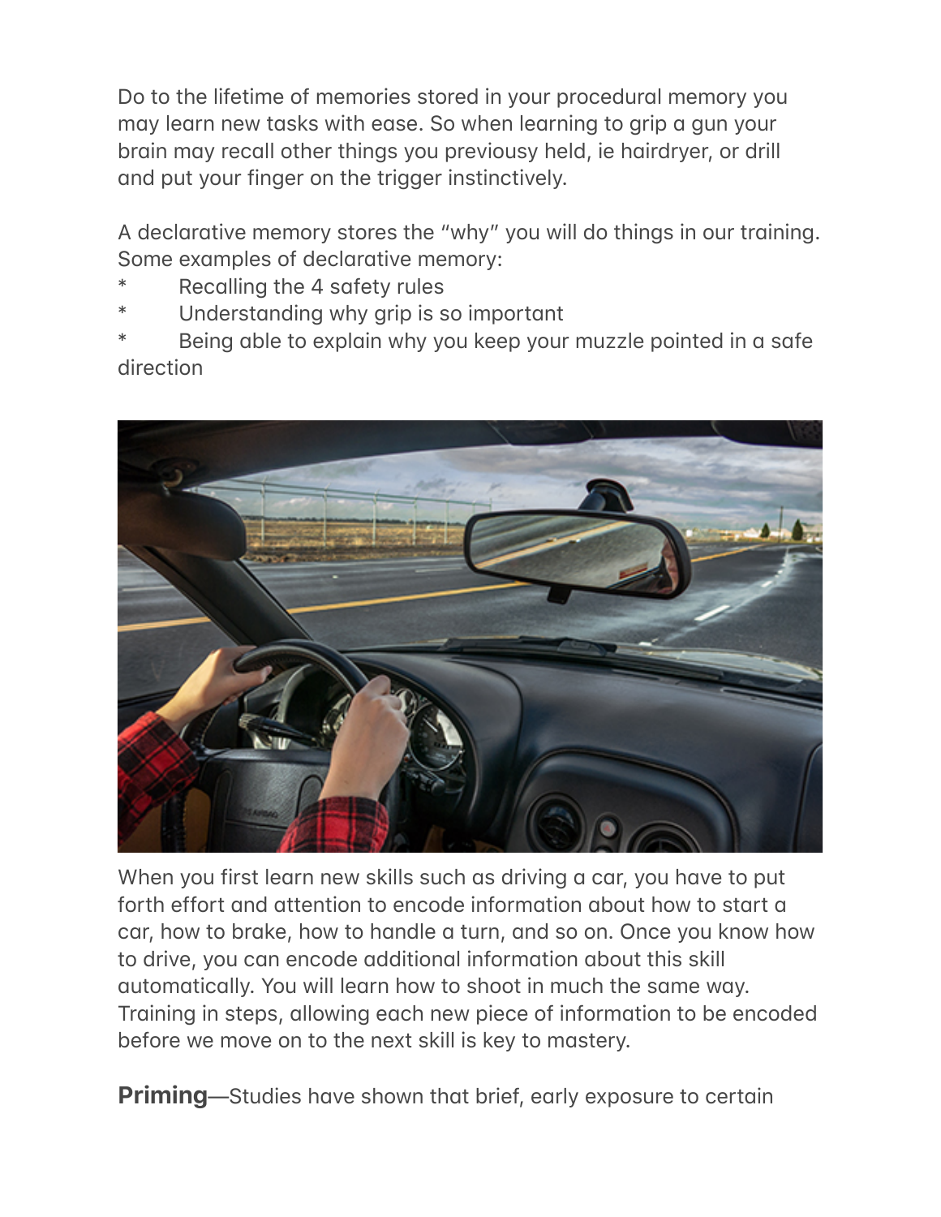Do to the lifetime of memories stored in your procedural memory you may learn new tasks with ease. So when learning to grip a gun your brain may recall other things you previousy held, ie hairdryer, or drill and put your finger on the trigger instinctively.

A declarative memory stores the "why" you will do things in our training. Some examples of declarative memory:

* Recalling the 4 safety rules
* Understanding why grip is so important
* Being able to explain why you keep your muzzle pointed in a safe direction

When you first learn new skills such as driving a car, you have to put forth effort and attention to encode information about how to start a car, how to brake, how to handle a turn, and so on. Once you know how to drive, you can encode additional information about this skill automatically. You will learn how to shoot in much the same way. Training in steps, allowing each new piece of information to be encoded before we move on to the next skill is key to mastery.

**Priming**—Studies have shown that brief, early exposure to certain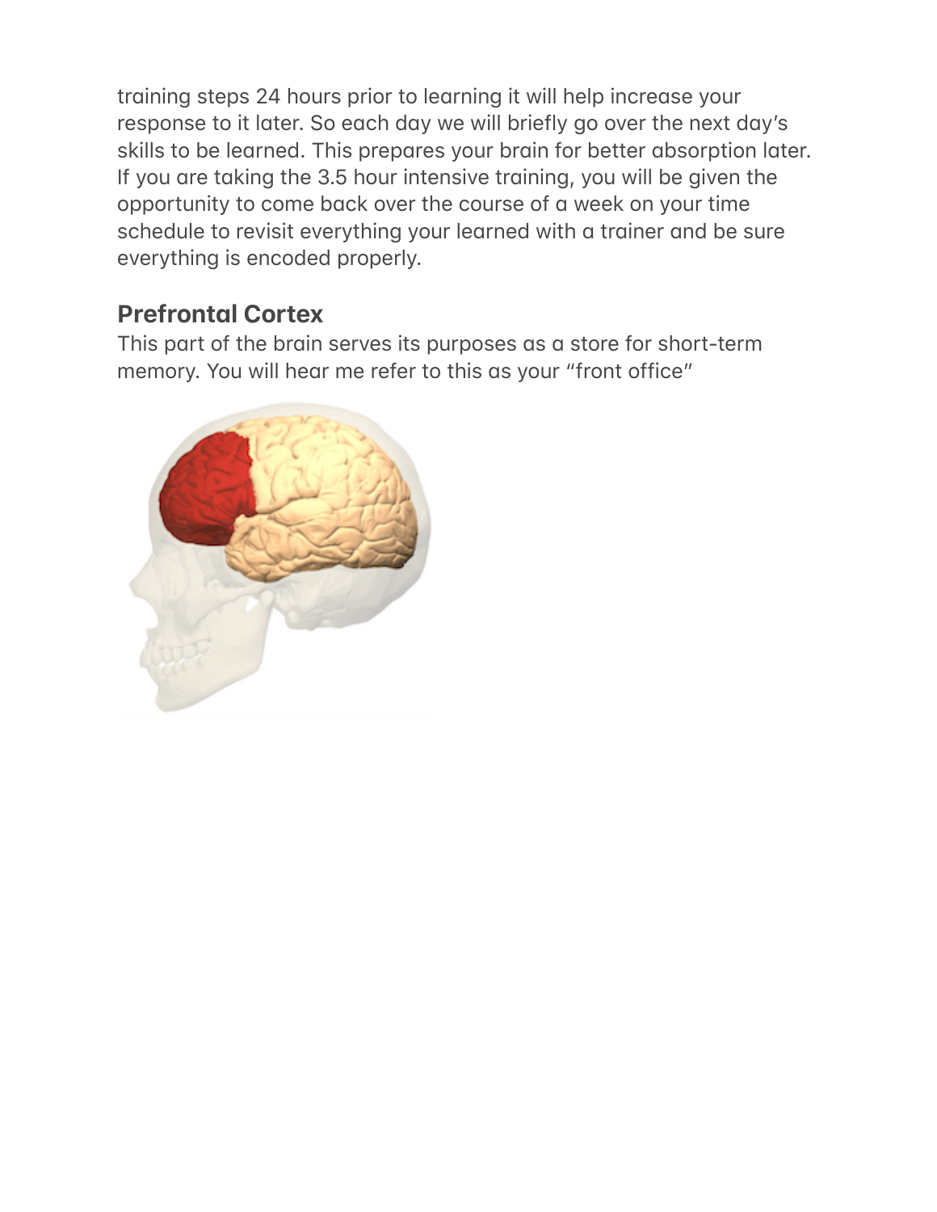training steps 24 hours prior to learning it will help increase your response to it later. So each day we will briefly go over the next day's skills to be learned. This prepares your brain for better absorption later. If you are taking the 3.5 hour intensive training, you will be given the opportunity to come back over the course of a week on your time schedule to revisit everything your learned with a trainer and be sure everything is encoded properly.

### Prefrontal Cortex

This part of the brain serves its purposes as a store for short-term memory. You will hear me refer to this as your "front office"